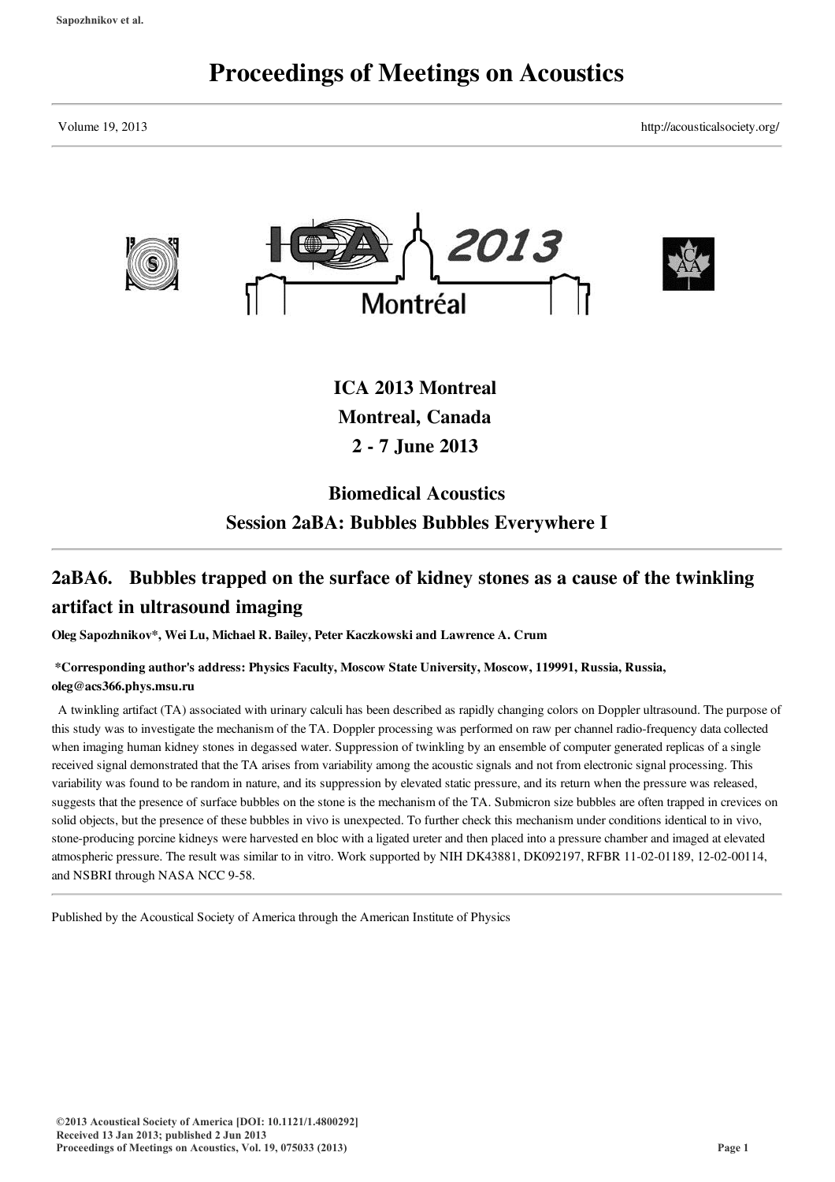# Proceedings of Meetings on Acoustics

Volume 19, 2013 http://acousticalsociety.org/

## ICA 2013 Montreal
## Montreal, Canada
## 2 - 7 June 2013

## Biomedical Acoustics
## Session 2aBA: Bubbles Bubbles Everywhere I

## 2aBA6. Bubbles trapped on the surface of kidney stones as a cause of the twinkling artifact in ultrasound imaging

**Oleg Sapozhnikov*, Wei Lu, Michael R. Bailey, Peter Kaczkowski and Lawrence A. Crum**

**\*Corresponding author's address: Physics Faculty, Moscow State University, Moscow, 119991, Russia, Russia, oleg@acs366.phys.msu.ru**

A twinkling artifact (TA) associated with urinary calculi has been described as rapidly changing colors on Doppler ultrasound. The purpose of this study was to investigate the mechanism of the TA. Doppler processing was performed on raw per channel radio-frequency data collected when imaging human kidney stones in degassed water. Suppression of twinkling by an ensemble of computer generated replicas of a single received signal demonstrated that the TA arises from variability among the acoustic signals and not from electronic signal processing. This variability was found to be random in nature, and its suppression by elevated static pressure, and its return when the pressure was released, suggests that the presence of surface bubbles on the stone is the mechanism of the TA. Submicron size bubbles are often trapped in crevices on solid objects, but the presence of these bubbles in vivo is unexpected. To further check this mechanism under conditions identical to in vivo, stone-producing porcine kidneys were harvested en bloc with a ligated ureter and then placed into a pressure chamber and imaged at elevated atmospheric pressure. The result was similar to in vitro. Work supported by NIH DK43881, DK092197, RFBR 11-02-01189, 12-02-00114, and NSBRI through NASA NCC 9-58.

Published by the Acoustical Society of America through the American Institute of Physics

©2013 Acoustical Society of America [DOI: 10.1121/1.4800292]
Received 13 Jan 2013; published 2 Jun 2013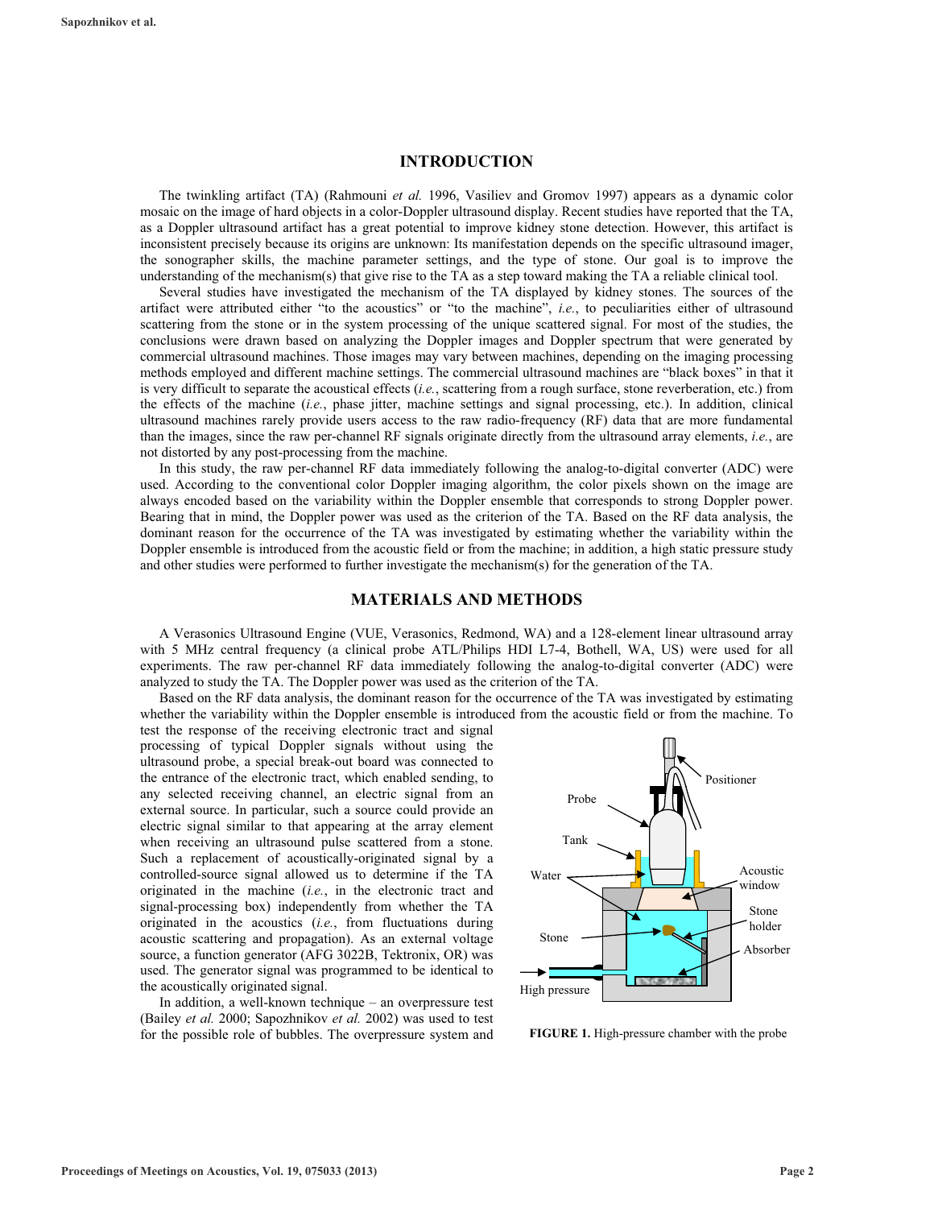## INTRODUCTION

The twinkling artifact (TA) (Rahmouni *et al.* 1996, Vasiliev and Gromov 1997) appears as a dynamic color mosaic on the image of hard objects in a color-Doppler ultrasound display. Recent studies have reported that the TA, as a Doppler ultrasound artifact has a great potential to improve kidney stone detection. However, this artifact is inconsistent precisely because its origins are unknown: Its manifestation depends on the specific ultrasound imager, the sonographer skills, the machine parameter settings, and the type of stone. Our goal is to improve the understanding of the mechanism(s) that give rise to the TA as a step toward making the TA a reliable clinical tool.

Several studies have investigated the mechanism of the TA displayed by kidney stones. The sources of the artifact were attributed either "to the acoustics" or "to the machine", *i.e.*, to peculiarities either of ultrasound scattering from the stone or in the system processing of the unique scattered signal. For most of the studies, the conclusions were drawn based on analyzing the Doppler images and Doppler spectrum that were generated by commercial ultrasound machines. Those images may vary between machines, depending on the imaging processing methods employed and different machine settings. The commercial ultrasound machines are "black boxes" in that it is very difficult to separate the acoustical effects (*i.e.*, scattering from a rough surface, stone reverberation, etc.) from the effects of the machine (*i.e.*, phase jitter, machine settings and signal processing, etc.). In addition, clinical ultrasound machines rarely provide users access to the raw radio-frequency (RF) data that are more fundamental than the images, since the raw per-channel RF signals originate directly from the ultrasound array elements, *i.e.*, are not distorted by any post-processing from the machine.

In this study, the raw per-channel RF data immediately following the analog-to-digital converter (ADC) were used. According to the conventional color Doppler imaging algorithm, the color pixels shown on the image are always encoded based on the variability within the Doppler ensemble that corresponds to strong Doppler power. Bearing that in mind, the Doppler power was used as the criterion of the TA. Based on the RF data analysis, the dominant reason for the occurrence of the TA was investigated by estimating whether the variability within the Doppler ensemble is introduced from the acoustic field or from the machine; in addition, a high static pressure study and other studies were performed to further investigate the mechanism(s) for the generation of the TA.

## MATERIALS AND METHODS

A Verasonics Ultrasound Engine (VUE, Verasonics, Redmond, WA) and a 128-element linear ultrasound array with 5 MHz central frequency (a clinical probe ATL/Philips HDI L7-4, Bothell, WA, US) were used for all experiments. The raw per-channel RF data immediately following the analog-to-digital converter (ADC) were analyzed to study the TA. The Doppler power was used as the criterion of the TA.

Based on the RF data analysis, the dominant reason for the occurrence of the TA was investigated by estimating whether the variability within the Doppler ensemble is introduced from the acoustic field or from the machine. To test the response of the receiving electronic tract and signal processing of typical Doppler signals without using the ultrasound probe, a special break-out board was connected to the entrance of the electronic tract, which enabled sending, to any selected receiving channel, an electric signal from an external source. In particular, such a source could provide an electric signal similar to that appearing at the array element when receiving an ultrasound pulse scattered from a stone. Such a replacement of acoustically-originated signal by a controlled-source signal allowed us to determine if the TA originated in the machine (*i.e.*, in the electronic tract and signal-processing box) independently from whether the TA originated in the acoustics (*i.e.*, from fluctuations during acoustic scattering and propagation). As an external voltage source, a function generator (AFG 3022B, Tektronix, OR) was used. The generator signal was programmed to be identical to the acoustically originated signal.

Positioner

Probe

Tank

Water

Acoustic window

Stone holder

Stone

Absorber

High pressure

**FIGURE 1.** High-pressure chamber with the probe

In addition, a well-known technique – an overpressure test (Bailey *et al.* 2000; Sapozhnikov *et al.* 2002) was used to test for the possible role of bubbles. The overpressure system and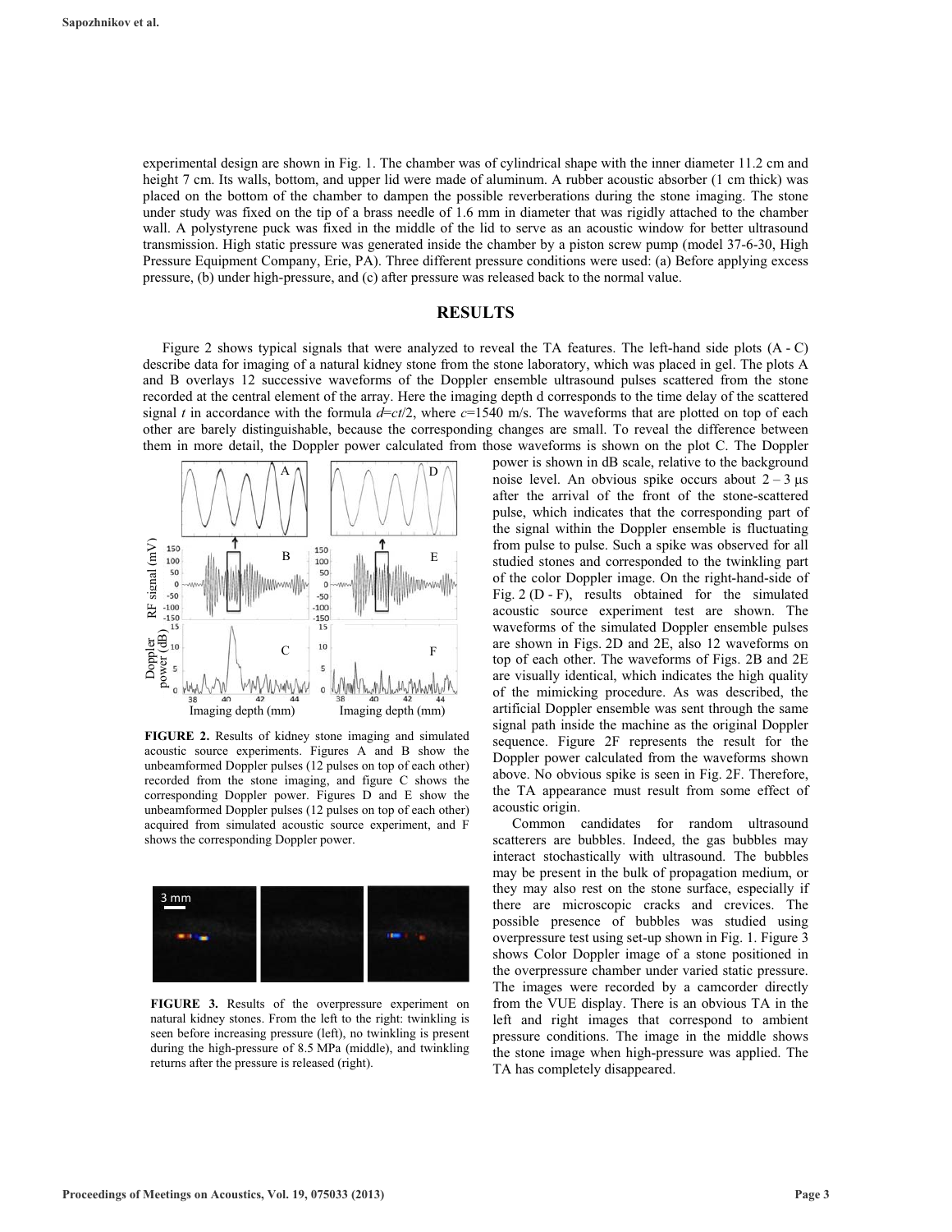experimental design are shown in Fig. 1. The chamber was of cylindrical shape with the inner diameter 11.2 cm and height 7 cm. Its walls, bottom, and upper lid were made of aluminum. A rubber acoustic absorber (1 cm thick) was placed on the bottom of the chamber to dampen the possible reverberations during the stone imaging. The stone under study was fixed on the tip of a brass needle of 1.6 mm in diameter that was rigidly attached to the chamber wall. A polystyrene puck was fixed in the middle of the lid to serve as an acoustic window for better ultrasound transmission. High static pressure was generated inside the chamber by a piston screw pump (model 37-6-30, High Pressure Equipment Company, Erie, PA). Three different pressure conditions were used: (a) Before applying excess pressure, (b) under high-pressure, and (c) after pressure was released back to the normal value.

## RESULTS

Figure 2 shows typical signals that were analyzed to reveal the TA features. The left-hand side plots (A - C) describe data for imaging of a natural kidney stone from the stone laboratory, which was placed in gel. The plots A and B overlays 12 successive waveforms of the Doppler ensemble ultrasound pulses scattered from the stone recorded at the central element of the array. Here the imaging depth d corresponds to the time delay of the scattered signal $t$ in accordance with the formula $d=ct/2$, where $c$=1540 m/s. The waveforms that are plotted on top of each other are barely distinguishable, because the corresponding changes are small. To reveal the difference between them in more detail, the Doppler power calculated from those waveforms is shown on the plot C. The Doppler power is shown in dB scale, relative to the background noise level. An obvious spike occurs about 2 – 3 μs after the arrival of the front of the stone-scattered pulse, which indicates that the corresponding part of the signal within the Doppler ensemble is fluctuating from pulse to pulse. Such a spike was observed for all studied stones and corresponded to the twinkling part of the color Doppler image. On the right-hand-side of Fig. 2 (D - F), results obtained for the simulated acoustic source experiment test are shown. The waveforms of the simulated Doppler ensemble pulses are shown in Figs. 2D and 2E, also 12 waveforms on top of each other. The waveforms of Figs. 2B and 2E are visually identical, which indicates the high quality of the mimicking procedure. As was described, the artificial Doppler ensemble was sent through the same signal path inside the machine as the original Doppler sequence. Figure 2F represents the result for the Doppler power calculated from the waveforms shown above. No obvious spike is seen in Fig. 2F. Therefore, the TA appearance must result from some effect of acoustic origin.

**FIGURE 2.** Results of kidney stone imaging and simulated acoustic source experiments. Figures A and B show the unbeamformed Doppler pulses (12 pulses on top of each other) recorded from the stone imaging, and figure C shows the corresponding Doppler power. Figures D and E show the unbeamformed Doppler pulses (12 pulses on top of each other) acquired from simulated acoustic source experiment, and F shows the corresponding Doppler power.

Common candidates for random ultrasound scatterers are bubbles. Indeed, the gas bubbles may interact stochastically with ultrasound. The bubbles may be present in the bulk of propagation medium, or they may also rest on the stone surface, especially if there are microscopic cracks and crevices. The possible presence of bubbles was studied using overpressure test using set-up shown in Fig. 1. Figure 3 shows Color Doppler image of a stone positioned in the overpressure chamber under varied static pressure. The images were recorded by a camcorder directly from the VUE display. There is an obvious TA in the left and right images that correspond to ambient pressure conditions. The image in the middle shows the stone image when high-pressure was applied. The TA has completely disappeared.

**FIGURE 3.** Results of the overpressure experiment on natural kidney stones. From the left to the right: twinkling is seen before increasing pressure (left), no twinkling is present during the high-pressure of 8.5 MPa (middle), and twinkling returns after the pressure is released (right).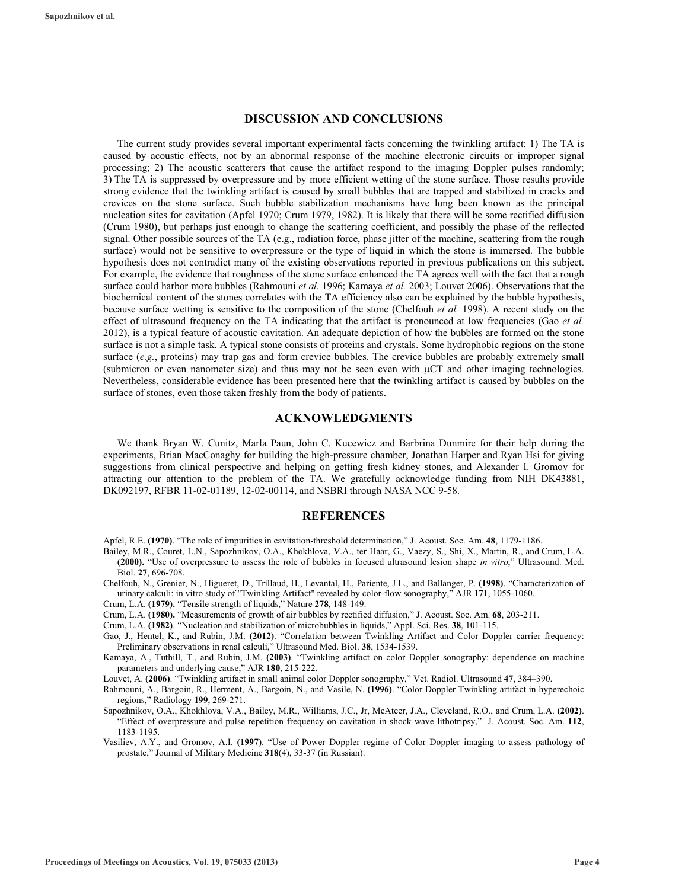## DISCUSSION AND CONCLUSIONS

The current study provides several important experimental facts concerning the twinkling artifact: 1) The TA is caused by acoustic effects, not by an abnormal response of the machine electronic circuits or improper signal processing; 2) The acoustic scatterers that cause the artifact respond to the imaging Doppler pulses randomly; 3) The TA is suppressed by overpressure and by more efficient wetting of the stone surface. Those results provide strong evidence that the twinkling artifact is caused by small bubbles that are trapped and stabilized in cracks and crevices on the stone surface. Such bubble stabilization mechanisms have long been known as the principal nucleation sites for cavitation (Apfel 1970; Crum 1979, 1982). It is likely that there will be some rectified diffusion (Crum 1980), but perhaps just enough to change the scattering coefficient, and possibly the phase of the reflected signal. Other possible sources of the TA (e.g., radiation force, phase jitter of the machine, scattering from the rough surface) would not be sensitive to overpressure or the type of liquid in which the stone is immersed. The bubble hypothesis does not contradict many of the existing observations reported in previous publications on this subject. For example, the evidence that roughness of the stone surface enhanced the TA agrees well with the fact that a rough surface could harbor more bubbles (Rahmouni *et al.* 1996; Kamaya *et al.* 2003; Louvet 2006). Observations that the biochemical content of the stones correlates with the TA efficiency also can be explained by the bubble hypothesis, because surface wetting is sensitive to the composition of the stone (Chelfouh *et al.* 1998). A recent study on the effect of ultrasound frequency on the TA indicating that the artifact is pronounced at low frequencies (Gao *et al.* 2012), is a typical feature of acoustic cavitation. An adequate depiction of how the bubbles are formed on the stone surface is not a simple task. A typical stone consists of proteins and crystals. Some hydrophobic regions on the stone surface (*e.g.*, proteins) may trap gas and form crevice bubbles. The crevice bubbles are probably extremely small (submicron or even nanometer size) and thus may not be seen even with μCT and other imaging technologies. Nevertheless, considerable evidence has been presented here that the twinkling artifact is caused by bubbles on the surface of stones, even those taken freshly from the body of patients.

## ACKNOWLEDGMENTS

We thank Bryan W. Cunitz, Marla Paun, John C. Kucewicz and Barbrina Dunmire for their help during the experiments, Brian MacConaghy for building the high-pressure chamber, Jonathan Harper and Ryan Hsi for giving suggestions from clinical perspective and helping on getting fresh kidney stones, and Alexander I. Gromov for attracting our attention to the problem of the TA. We gratefully acknowledge funding from NIH DK43881, DK092197, RFBR 11-02-01189, 12-02-00114, and NSBRI through NASA NCC 9-58.

## REFERENCES

Apfel, R.E. **(1970)**. "The role of impurities in cavitation-threshold determination," J. Acoust. Soc. Am. **48**, 1179-1186.

Bailey, M.R., Couret, L.N., Sapozhnikov, O.A., Khokhlova, V.A., ter Haar, G., Vaezy, S., Shi, X., Martin, R., and Crum, L.A. **(2000).** "Use of overpressure to assess the role of bubbles in focused ultrasound lesion shape *in vitro*," Ultrasound. Med. Biol. **27**, 696-708.

Chelfouh, N., Grenier, N., Higueret, D., Trillaud, H., Levantal, H., Pariente, J.L., and Ballanger, P. **(1998)**. "Characterization of urinary calculi: in vitro study of "Twinkling Artifact" revealed by color-flow sonography," AJR **171**, 1055-1060.

Crum, L.A. **(1979).** "Tensile strength of liquids," Nature **278**, 148-149.

Crum, L.A. **(1980).** "Measurements of growth of air bubbles by rectified diffusion," J. Acoust. Soc. Am. **68**, 203-211.

Crum, L.A. **(1982)**. "Nucleation and stabilization of microbubbles in liquids," Appl. Sci. Res. **38**, 101-115.

Gao, J., Hentel, K., and Rubin, J.M. **(2012)**. "Correlation between Twinkling Artifact and Color Doppler carrier frequency: Preliminary observations in renal calculi," Ultrasound Med. Biol. **38**, 1534-1539.

Kamaya, A., Tuthill, T., and Rubin, J.M. **(2003)**. "Twinkling artifact on color Doppler sonography: dependence on machine parameters and underlying cause," AJR **180**, 215-222.

Louvet, A. **(2006)**. "Twinkling artifact in small animal color Doppler sonography," Vet. Radiol. Ultrasound **47**, 384–390.

Rahmouni, A., Bargoin, R., Herment, A., Bargoin, N., and Vasile, N. **(1996)**. "Color Doppler Twinkling artifact in hyperechoic regions," Radiology **199**, 269-271.

Sapozhnikov, O.A., Khokhlova, V.A., Bailey, M.R., Williams, J.C., Jr, McAteer, J.A., Cleveland, R.O., and Crum, L.A. **(2002)**. "Effect of overpressure and pulse repetition frequency on cavitation in shock wave lithotripsy," J. Acoust. Soc. Am. **112**, 1183-1195.

Vasiliev, A.Y., and Gromov, A.I. **(1997)**. "Use of Power Doppler regime of Color Doppler imaging to assess pathology of prostate," Journal of Military Medicine **318**(4), 33-37 (in Russian).